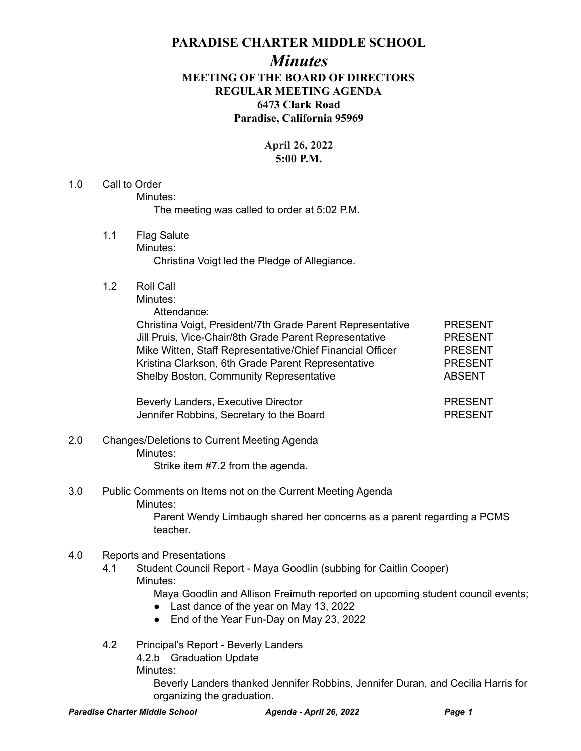# PARADISE CHARTER MIDDLE SCHOOL

## *Minutes*

### MEETING OF THE BOARD OF DIRECTORS
### REGULAR MEETING AGENDA
### 6473 Clark Road
### Paradise, California 95969

**April 26, 2022**
**5:00 P.M.**

1.0 Call to Order

Minutes:

The meeting was called to order at 5:02 P.M.

1.1 Flag Salute

Minutes:

Christina Voigt led the Pledge of Allegiance.

1.2 Roll Call

Minutes:

Attendance:

| | |
|---|---|
| Christina Voigt, President/7th Grade Parent Representative | PRESENT |
| Jill Pruis, Vice-Chair/8th Grade Parent Representative | PRESENT |
| Mike Witten, Staff Representative/Chief Financial Officer | PRESENT |
| Kristina Clarkson, 6th Grade Parent Representative | PRESENT |
| Shelby Boston, Community Representative | ABSENT |
| | |
| Beverly Landers, Executive Director | PRESENT |
| Jennifer Robbins, Secretary to the Board | PRESENT |

2.0 Changes/Deletions to Current Meeting Agenda

Minutes:

Strike item #7.2 from the agenda.

3.0 Public Comments on Items not on the Current Meeting Agenda

Minutes:

Parent Wendy Limbaugh shared her concerns as a parent regarding a PCMS teacher.

4.0 Reports and Presentations

4.1 Student Council Report - Maya Goodlin (subbing for Caitlin Cooper)

Minutes:

Maya Goodlin and Allison Freimuth reported on upcoming student council events;

- Last dance of the year on May 13, 2022
- End of the Year Fun-Day on May 23, 2022

4.2 Principal's Report - Beverly Landers

4.2.b Graduation Update

Minutes:

Beverly Landers thanked Jennifer Robbins, Jennifer Duran, and Cecilia Harris for organizing the graduation.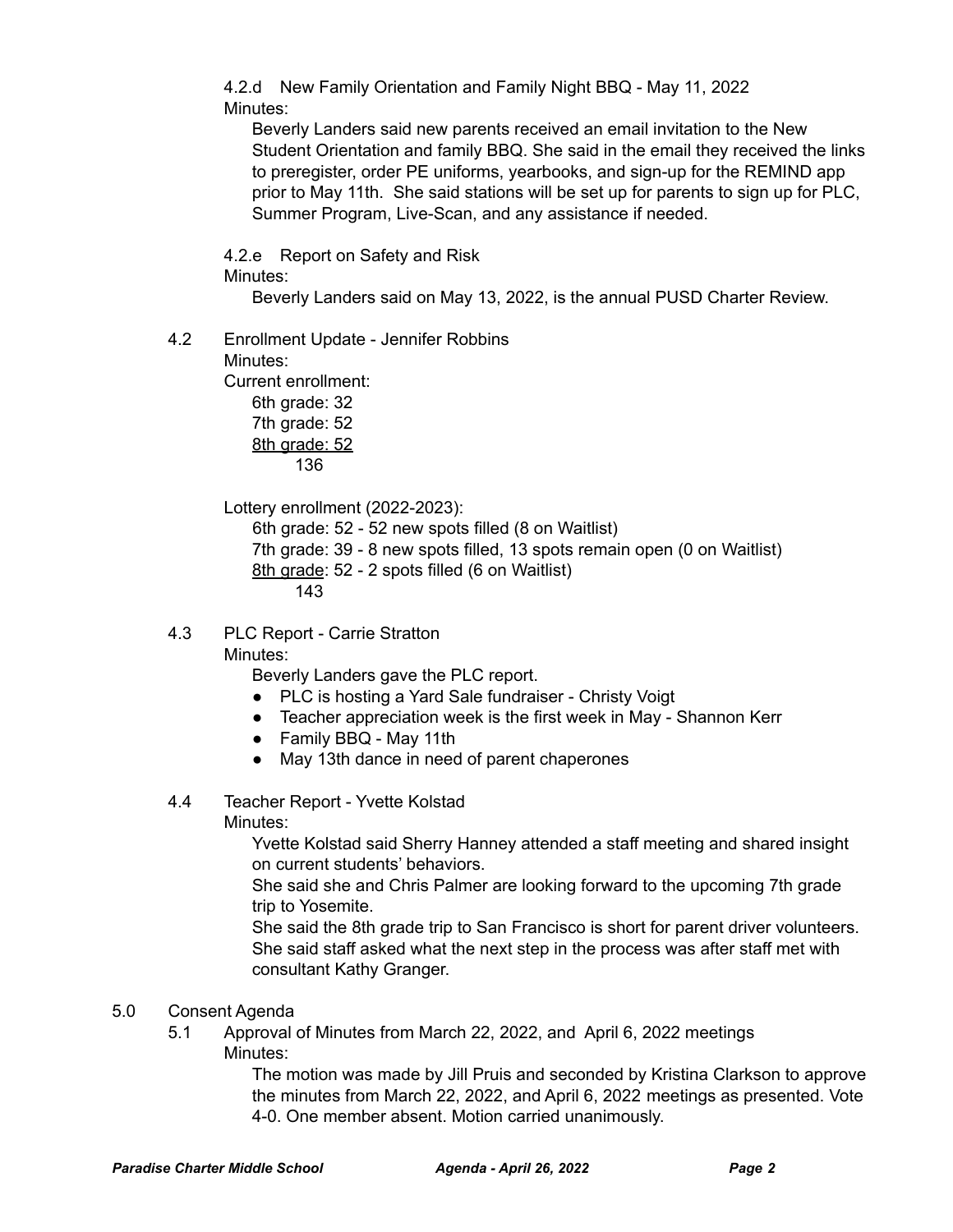4.2.d New Family Orientation and Family Night BBQ - May 11, 2022
Minutes:

Beverly Landers said new parents received an email invitation to the New Student Orientation and family BBQ. She said in the email they received the links to preregister, order PE uniforms, yearbooks, and sign-up for the REMIND app prior to May 11th. She said stations will be set up for parents to sign up for PLC, Summer Program, Live-Scan, and any assistance if needed.

4.2.e Report on Safety and Risk
Minutes:

Beverly Landers said on May 13, 2022, is the annual PUSD Charter Review.

4.2 Enrollment Update - Jennifer Robbins
Minutes:
Current enrollment:

6th grade: 32
7th grade: 52
<u>8th grade: 52</u>
136

Lottery enrollment (2022-2023):

6th grade: 52 - 52 new spots filled (8 on Waitlist)
7th grade: 39 - 8 new spots filled, 13 spots remain open (0 on Waitlist)
<u>8th grade</u>: 52 - 2 spots filled (6 on Waitlist)
143

4.3 PLC Report - Carrie Stratton
Minutes:

Beverly Landers gave the PLC report.

- PLC is hosting a Yard Sale fundraiser - Christy Voigt
- Teacher appreciation week is the first week in May - Shannon Kerr
- Family BBQ - May 11th
- May 13th dance in need of parent chaperones

4.4 Teacher Report - Yvette Kolstad
Minutes:

Yvette Kolstad said Sherry Hanney attended a staff meeting and shared insight on current students' behaviors.
She said she and Chris Palmer are looking forward to the upcoming 7th grade trip to Yosemite.
She said the 8th grade trip to San Francisco is short for parent driver volunteers.
She said staff asked what the next step in the process was after staff met with consultant Kathy Granger.

5.0 Consent Agenda

5.1 Approval of Minutes from March 22, 2022, and April 6, 2022 meetings
Minutes:

The motion was made by Jill Pruis and seconded by Kristina Clarkson to approve the minutes from March 22, 2022, and April 6, 2022 meetings as presented. Vote 4-0. One member absent. Motion carried unanimously.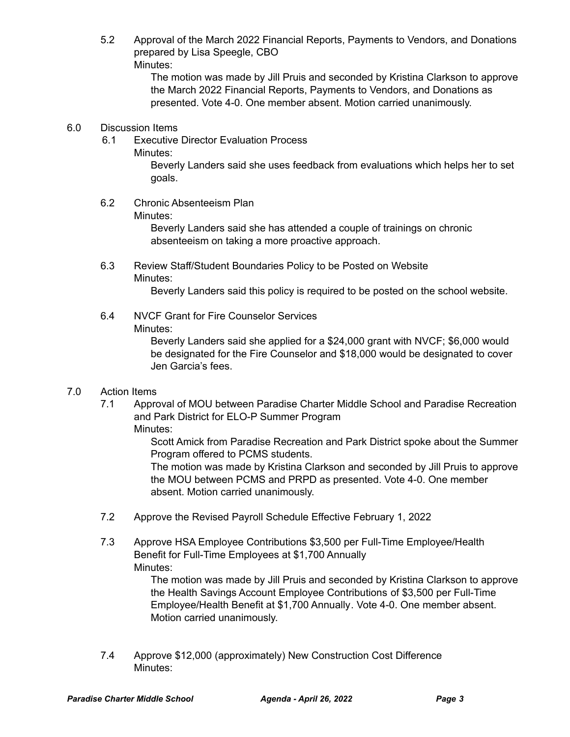5.2 Approval of the March 2022 Financial Reports, Payments to Vendors, and Donations prepared by Lisa Speegle, CBO

Minutes:

The motion was made by Jill Pruis and seconded by Kristina Clarkson to approve the March 2022 Financial Reports, Payments to Vendors, and Donations as presented. Vote 4-0. One member absent. Motion carried unanimously.

6.0 Discussion Items

6.1 Executive Director Evaluation Process

Minutes:

Beverly Landers said she uses feedback from evaluations which helps her to set goals.

6.2 Chronic Absenteeism Plan

Minutes:

Beverly Landers said she has attended a couple of trainings on chronic absenteeism on taking a more proactive approach.

6.3 Review Staff/Student Boundaries Policy to be Posted on Website

Minutes:

Beverly Landers said this policy is required to be posted on the school website.

6.4 NVCF Grant for Fire Counselor Services

Minutes:

Beverly Landers said she applied for a $24,000 grant with NVCF; $6,000 would be designated for the Fire Counselor and $18,000 would be designated to cover Jen Garcia's fees.

7.0 Action Items

7.1 Approval of MOU between Paradise Charter Middle School and Paradise Recreation and Park District for ELO-P Summer Program

Minutes:

Scott Amick from Paradise Recreation and Park District spoke about the Summer Program offered to PCMS students.

The motion was made by Kristina Clarkson and seconded by Jill Pruis to approve the MOU between PCMS and PRPD as presented. Vote 4-0. One member absent. Motion carried unanimously.

7.2 Approve the Revised Payroll Schedule Effective February 1, 2022

7.3 Approve HSA Employee Contributions $3,500 per Full-Time Employee/Health Benefit for Full-Time Employees at $1,700 Annually

Minutes:

The motion was made by Jill Pruis and seconded by Kristina Clarkson to approve the Health Savings Account Employee Contributions of $3,500 per Full-Time Employee/Health Benefit at $1,700 Annually. Vote 4-0. One member absent. Motion carried unanimously.

7.4 Approve $12,000 (approximately) New Construction Cost Difference

Minutes: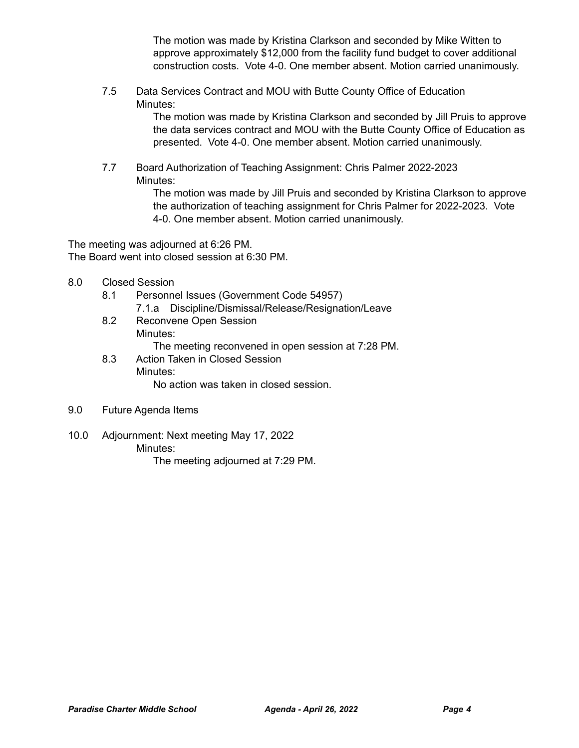The motion was made by Kristina Clarkson and seconded by Mike Witten to approve approximately $12,000 from the facility fund budget to cover additional construction costs. Vote 4-0. One member absent. Motion carried unanimously.

7.5 Data Services Contract and MOU with Butte County Office of Education

Minutes:

The motion was made by Kristina Clarkson and seconded by Jill Pruis to approve the data services contract and MOU with the Butte County Office of Education as presented. Vote 4-0. One member absent. Motion carried unanimously.

7.7 Board Authorization of Teaching Assignment: Chris Palmer 2022-2023

Minutes:

The motion was made by Jill Pruis and seconded by Kristina Clarkson to approve the authorization of teaching assignment for Chris Palmer for 2022-2023. Vote 4-0. One member absent. Motion carried unanimously.

The meeting was adjourned at 6:26 PM.
The Board went into closed session at 6:30 PM.

8.0 Closed Session

- 8.1 Personnel Issues (Government Code 54957)
  - 7.1.a Discipline/Dismissal/Release/Resignation/Leave
- 8.2 Reconvene Open Session

  Minutes:

  The meeting reconvened in open session at 7:28 PM.
- 8.3 Action Taken in Closed Session

  Minutes:

  No action was taken in closed session.

9.0 Future Agenda Items

10.0 Adjournment: Next meeting May 17, 2022

Minutes:

The meeting adjourned at 7:29 PM.